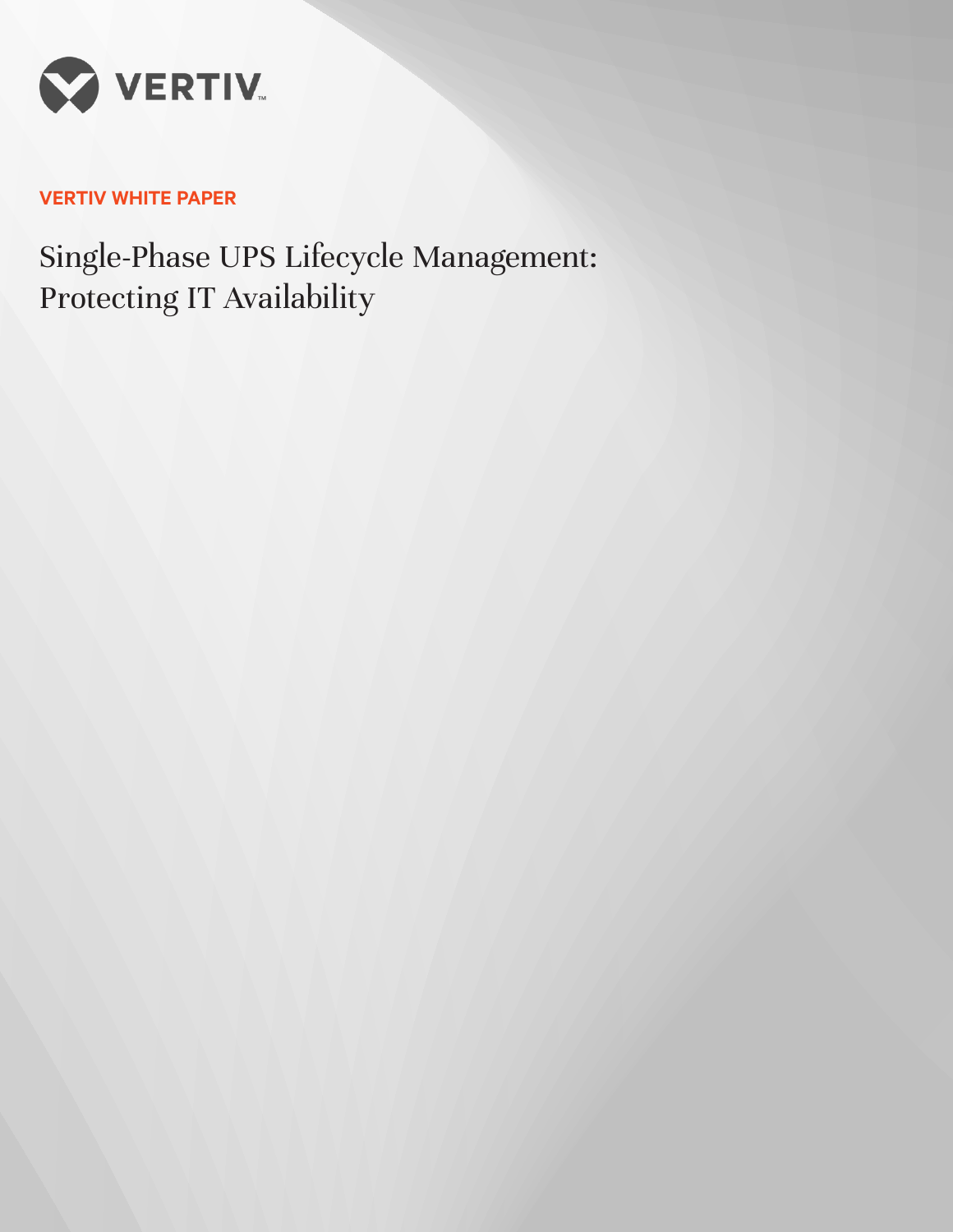VERTIV

**VERTIV WHITE PAPER**

# Single-Phase UPS Lifecycle Management: Protecting IT Availability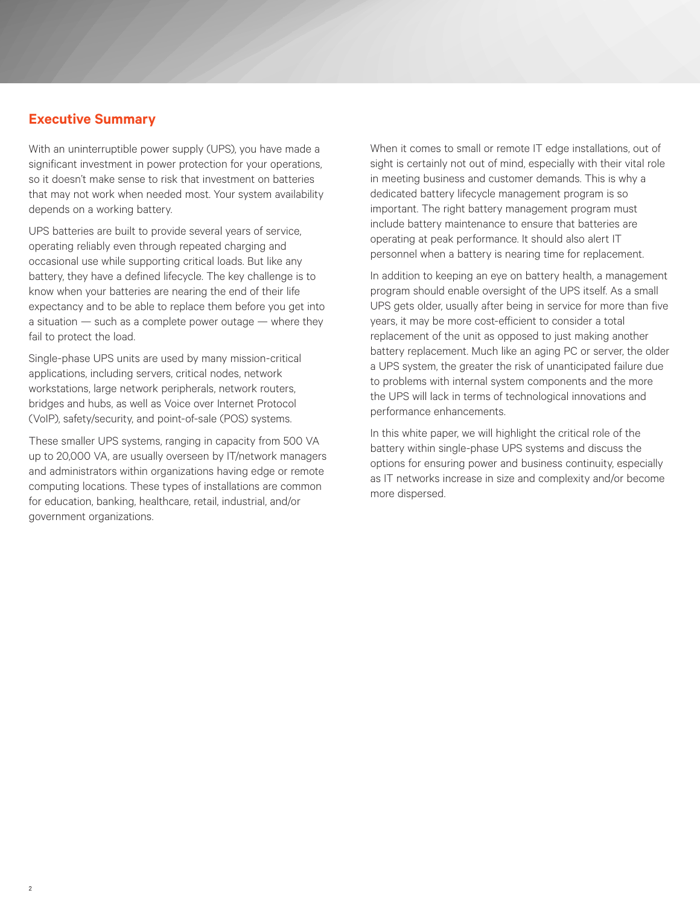## Executive Summary

With an uninterruptible power supply (UPS), you have made a significant investment in power protection for your operations, so it doesn't make sense to risk that investment on batteries that may not work when needed most. Your system availability depends on a working battery.

UPS batteries are built to provide several years of service, operating reliably even through repeated charging and occasional use while supporting critical loads. But like any battery, they have a defined lifecycle. The key challenge is to know when your batteries are nearing the end of their life expectancy and to be able to replace them before you get into a situation — such as a complete power outage — where they fail to protect the load.

Single-phase UPS units are used by many mission-critical applications, including servers, critical nodes, network workstations, large network peripherals, network routers, bridges and hubs, as well as Voice over Internet Protocol (VoIP), safety/security, and point-of-sale (POS) systems.

These smaller UPS systems, ranging in capacity from 500 VA up to 20,000 VA, are usually overseen by IT/network managers and administrators within organizations having edge or remote computing locations. These types of installations are common for education, banking, healthcare, retail, industrial, and/or government organizations.

When it comes to small or remote IT edge installations, out of sight is certainly not out of mind, especially with their vital role in meeting business and customer demands. This is why a dedicated battery lifecycle management program is so important. The right battery management program must include battery maintenance to ensure that batteries are operating at peak performance. It should also alert IT personnel when a battery is nearing time for replacement.

In addition to keeping an eye on battery health, a management program should enable oversight of the UPS itself. As a small UPS gets older, usually after being in service for more than five years, it may be more cost-efficient to consider a total replacement of the unit as opposed to just making another battery replacement. Much like an aging PC or server, the older a UPS system, the greater the risk of unanticipated failure due to problems with internal system components and the more the UPS will lack in terms of technological innovations and performance enhancements.

In this white paper, we will highlight the critical role of the battery within single-phase UPS systems and discuss the options for ensuring power and business continuity, especially as IT networks increase in size and complexity and/or become more dispersed.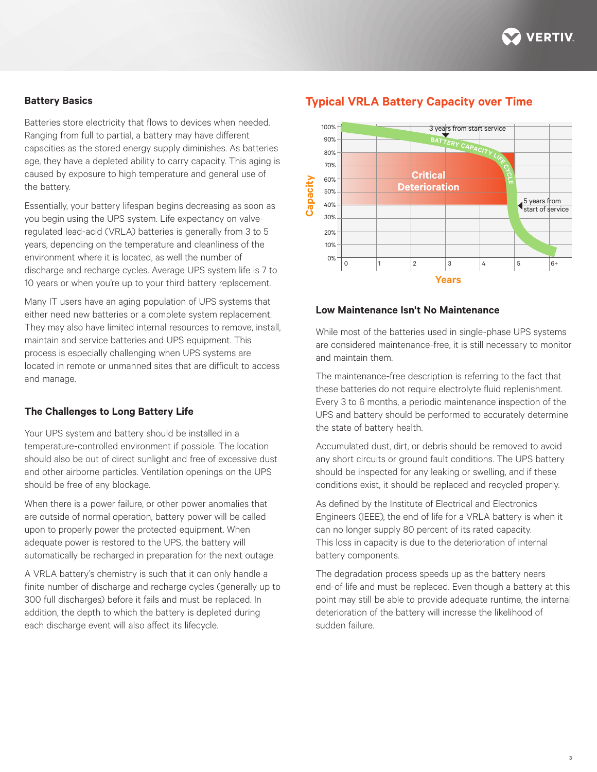## Battery Basics

Batteries store electricity that flows to devices when needed. Ranging from full to partial, a battery may have different capacities as the stored energy supply diminishes. As batteries age, they have a depleted ability to carry capacity. This aging is caused by exposure to high temperature and general use of the battery.

Essentially, your battery lifespan begins decreasing as soon as you begin using the UPS system. Life expectancy on valve-regulated lead-acid (VRLA) batteries is generally from 3 to 5 years, depending on the temperature and cleanliness of the environment where it is located, as well the number of discharge and recharge cycles. Average UPS system life is 7 to 10 years or when you're up to your third battery replacement.

Many IT users have an aging population of UPS systems that either need new batteries or a complete system replacement. They may also have limited internal resources to remove, install, maintain and service batteries and UPS equipment. This process is especially challenging when UPS systems are located in remote or unmanned sites that are difficult to access and manage.

## The Challenges to Long Battery Life

Your UPS system and battery should be installed in a temperature-controlled environment if possible. The location should also be out of direct sunlight and free of excessive dust and other airborne particles. Ventilation openings on the UPS should be free of any blockage.

When there is a power failure, or other power anomalies that are outside of normal operation, battery power will be called upon to properly power the protected equipment. When adequate power is restored to the UPS, the battery will automatically be recharged in preparation for the next outage.

A VRLA battery's chemistry is such that it can only handle a finite number of discharge and recharge cycles (generally up to 300 full discharges) before it fails and must be replaced. In addition, the depth to which the battery is depleted during each discharge event will also affect its lifecycle.

## Typical VRLA Battery Capacity over Time

## Low Maintenance Isn't No Maintenance

While most of the batteries used in single-phase UPS systems are considered maintenance-free, it is still necessary to monitor and maintain them.

The maintenance-free description is referring to the fact that these batteries do not require electrolyte fluid replenishment. Every 3 to 6 months, a periodic maintenance inspection of the UPS and battery should be performed to accurately determine the state of battery health.

Accumulated dust, dirt, or debris should be removed to avoid any short circuits or ground fault conditions. The UPS battery should be inspected for any leaking or swelling, and if these conditions exist, it should be replaced and recycled properly.

As defined by the Institute of Electrical and Electronics Engineers (IEEE), the end of life for a VRLA battery is when it can no longer supply 80 percent of its rated capacity. This loss in capacity is due to the deterioration of internal battery components.

The degradation process speeds up as the battery nears end-of-life and must be replaced. Even though a battery at this point may still be able to provide adequate runtime, the internal deterioration of the battery will increase the likelihood of sudden failure.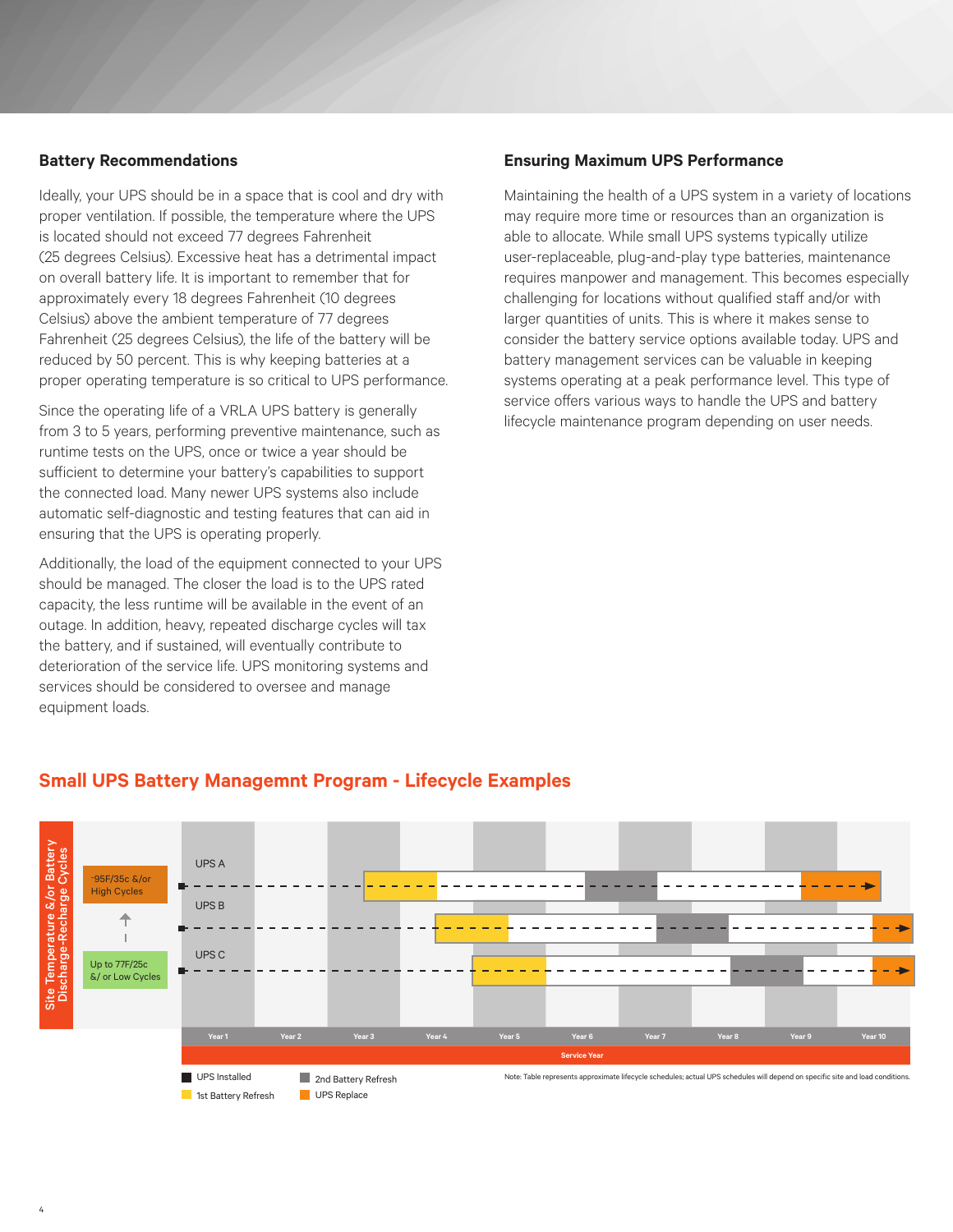## Battery Recommendations

Ideally, your UPS should be in a space that is cool and dry with proper ventilation. If possible, the temperature where the UPS is located should not exceed 77 degrees Fahrenheit (25 degrees Celsius). Excessive heat has a detrimental impact on overall battery life. It is important to remember that for approximately every 18 degrees Fahrenheit (10 degrees Celsius) above the ambient temperature of 77 degrees Fahrenheit (25 degrees Celsius), the life of the battery will be reduced by 50 percent. This is why keeping batteries at a proper operating temperature is so critical to UPS performance.

Since the operating life of a VRLA UPS battery is generally from 3 to 5 years, performing preventive maintenance, such as runtime tests on the UPS, once or twice a year should be sufficient to determine your battery's capabilities to support the connected load. Many newer UPS systems also include automatic self-diagnostic and testing features that can aid in ensuring that the UPS is operating properly.

Additionally, the load of the equipment connected to your UPS should be managed. The closer the load is to the UPS rated capacity, the less runtime will be available in the event of an outage. In addition, heavy, repeated discharge cycles will tax the battery, and if sustained, will eventually contribute to deterioration of the service life. UPS monitoring systems and services should be considered to oversee and manage equipment loads.

## Ensuring Maximum UPS Performance

Maintaining the health of a UPS system in a variety of locations may require more time or resources than an organization is able to allocate. While small UPS systems typically utilize user-replaceable, plug-and-play type batteries, maintenance requires manpower and management. This becomes especially challenging for locations without qualified staff and/or with larger quantities of units. This is where it makes sense to consider the battery service options available today. UPS and battery management services can be valuable in keeping systems operating at a peak performance level. This type of service offers various ways to handle the UPS and battery lifecycle maintenance program depending on user needs.

## Small UPS Battery Managemnt Program - Lifecycle Examples

Site Temperature &/or Battery Discharge-Recharge Cycles: ~95F/35c &/or High Cycles ↑ Up to 77F/25c &/ or Low Cycles

| Site condition | UPS | UPS Installed | 1st Battery Refresh | 2nd Battery Refresh | UPS Replace |
|---|---|---|---|---|---|
| ~95F/35c &/or High Cycles | UPS A | Year 1 | Year 3 | Year 6 | Year 9 |
| | UPS B | Year 1 | Year 4 | Year 7 | Year 10 |
| Up to 77F/25c &/ or Low Cycles | UPS C | Year 1 | Year 5 | Year 8 | Year 10 |

Service Year: Year 1, Year 2, Year 3, Year 4, Year 5, Year 6, Year 7, Year 8, Year 9, Year 10

Legend: UPS Installed; 1st Battery Refresh; 2nd Battery Refresh; UPS Replace

Note: Table represents approximate lifecycle schedules; actual UPS schedules will depend on specific site and load conditions.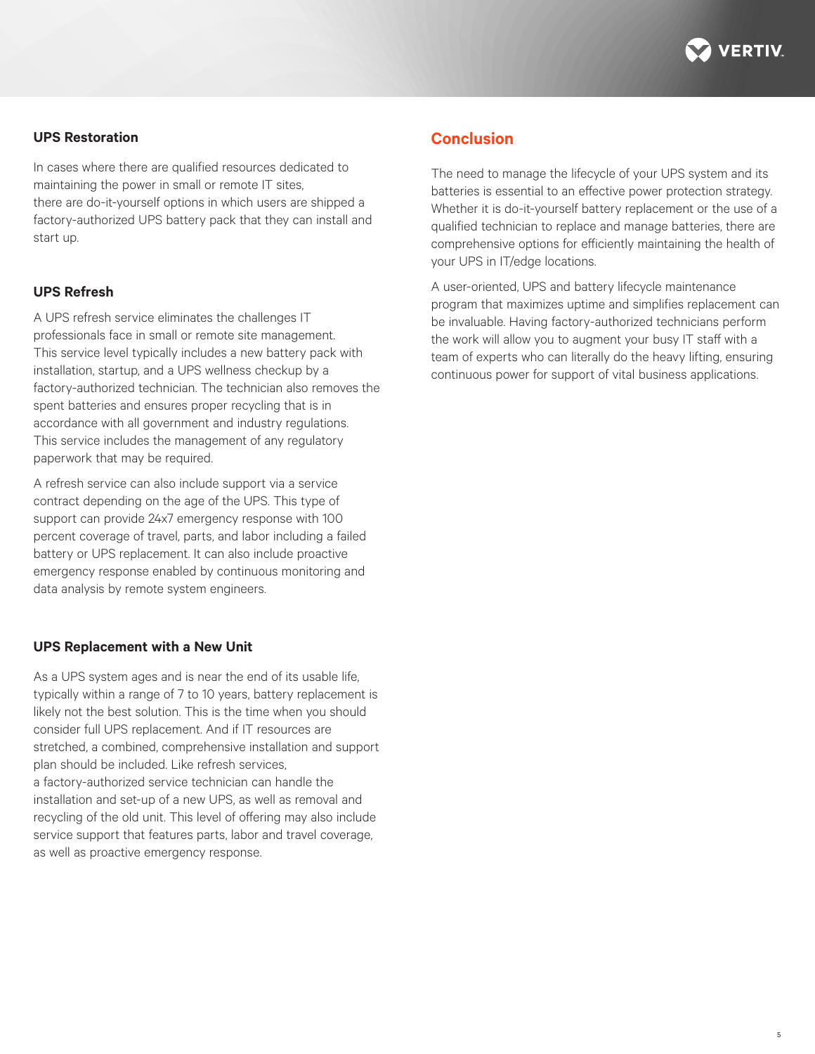### UPS Restoration

In cases where there are qualified resources dedicated to maintaining the power in small or remote IT sites, there are do-it-yourself options in which users are shipped a factory-authorized UPS battery pack that they can install and start up.

### UPS Refresh

A UPS refresh service eliminates the challenges IT professionals face in small or remote site management. This service level typically includes a new battery pack with installation, startup, and a UPS wellness checkup by a factory-authorized technician. The technician also removes the spent batteries and ensures proper recycling that is in accordance with all government and industry regulations. This service includes the management of any regulatory paperwork that may be required.

A refresh service can also include support via a service contract depending on the age of the UPS. This type of support can provide 24x7 emergency response with 100 percent coverage of travel, parts, and labor including a failed battery or UPS replacement. It can also include proactive emergency response enabled by continuous monitoring and data analysis by remote system engineers.

### UPS Replacement with a New Unit

As a UPS system ages and is near the end of its usable life, typically within a range of 7 to 10 years, battery replacement is likely not the best solution. This is the time when you should consider full UPS replacement. And if IT resources are stretched, a combined, comprehensive installation and support plan should be included. Like refresh services, a factory-authorized service technician can handle the installation and set-up of a new UPS, as well as removal and recycling of the old unit. This level of offering may also include service support that features parts, labor and travel coverage, as well as proactive emergency response.

## Conclusion

The need to manage the lifecycle of your UPS system and its batteries is essential to an effective power protection strategy. Whether it is do-it-yourself battery replacement or the use of a qualified technician to replace and manage batteries, there are comprehensive options for efficiently maintaining the health of your UPS in IT/edge locations.

A user-oriented, UPS and battery lifecycle maintenance program that maximizes uptime and simplifies replacement can be invaluable. Having factory-authorized technicians perform the work will allow you to augment your busy IT staff with a team of experts who can literally do the heavy lifting, ensuring continuous power for support of vital business applications.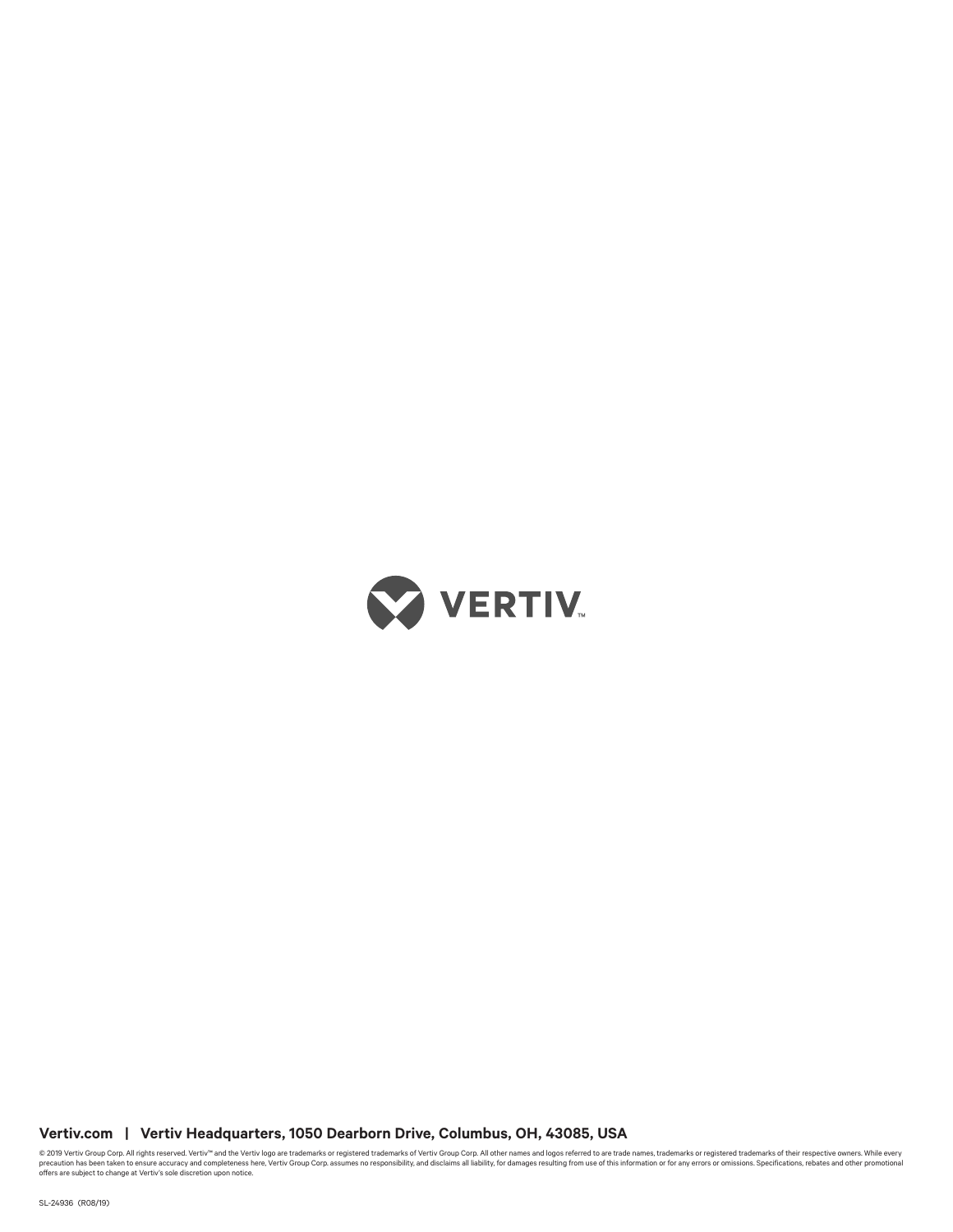VERTIV™

**Vertiv.com | Vertiv Headquarters, 1050 Dearborn Drive, Columbus, OH, 43085, USA**

© 2019 Vertiv Group Corp. All rights reserved. Vertiv™ and the Vertiv logo are trademarks or registered trademarks of Vertiv Group Corp. All other names and logos referred to are trade names, trademarks or registered trademarks of their respective owners. While every precaution has been taken to ensure accuracy and completeness here, Vertiv Group Corp. assumes no responsibility, and disclaims all liability, for damages resulting from use of this information or for any errors or omissions. Specifications, rebates and other promotional offers are subject to change at Vertiv's sole discretion upon notice.

SL-24936 (R08/19)